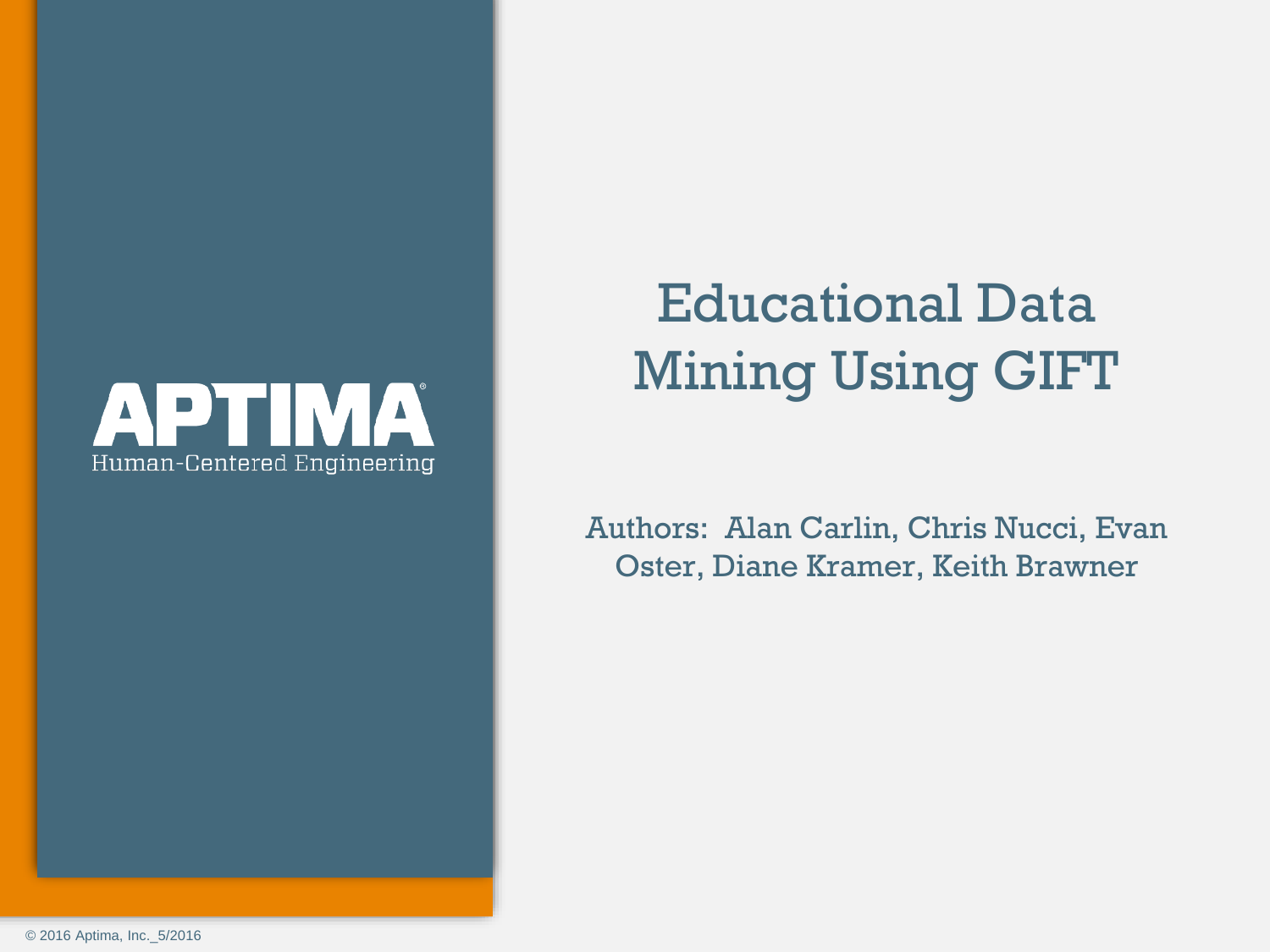APTIMA®
Human-Centered Engineering

# Educational Data Mining Using GIFT

Authors: Alan Carlin, Chris Nucci, Evan Oster, Diane Kramer, Keith Brawner

© 2016 Aptima, Inc._5/2016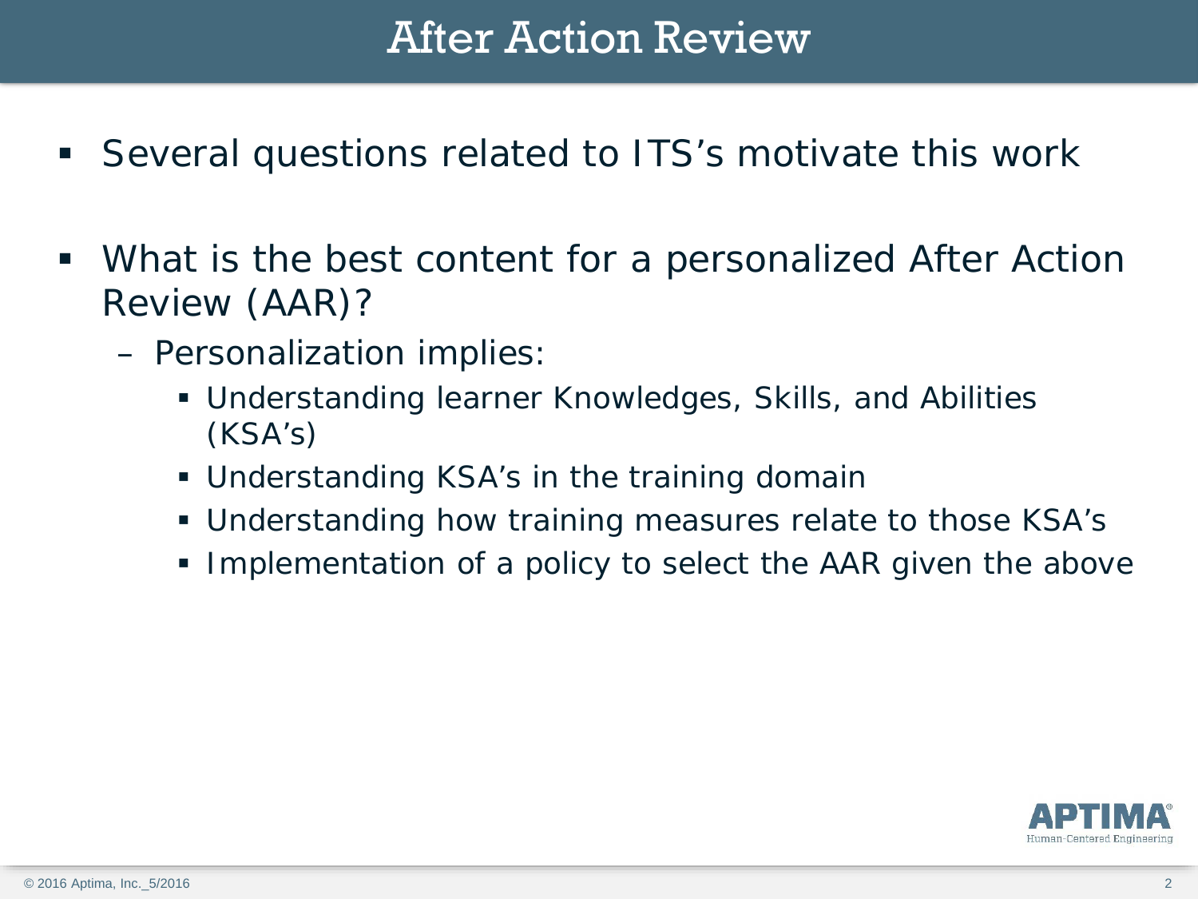# After Action Review

- Several questions related to ITS's motivate this work
- What is the best content for a personalized After Action Review (AAR)?
  - Personalization implies:
    - Understanding learner Knowledges, Skills, and Abilities (KSA's)
    - Understanding KSA's in the training domain
    - Understanding how training measures relate to those KSA's
    - Implementation of a policy to select the AAR given the above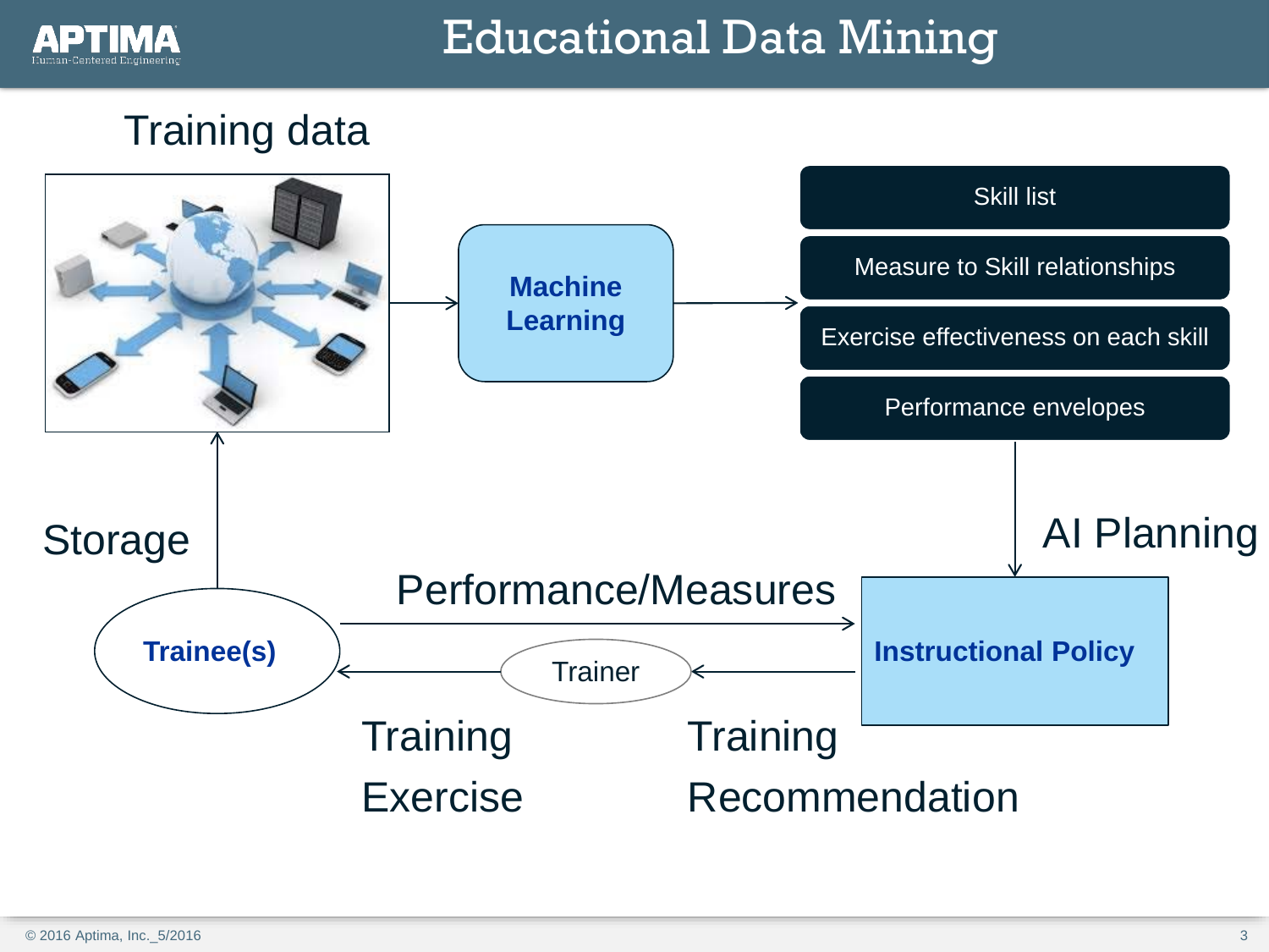# Educational Data Mining

Training data

Machine Learning

- Skill list
- Measure to Skill relationships
- Exercise effectiveness on each skill
- Performance envelopes

AI Planning

Instructional Policy

Storage

Trainee(s)

Performance/Measures

Trainer

Training Exercise

Training Recommendation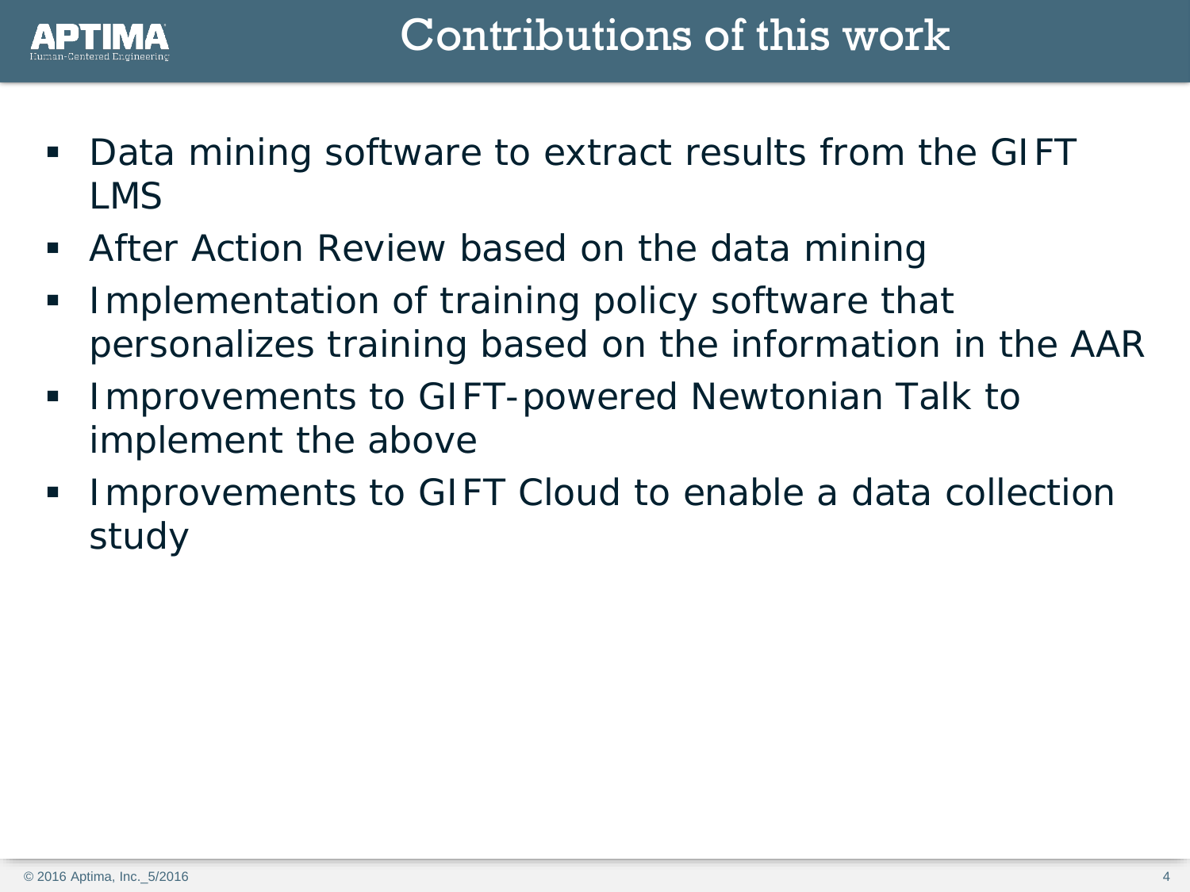# Contributions of this work

- Data mining software to extract results from the GIFT LMS
- After Action Review based on the data mining
- Implementation of training policy software that personalizes training based on the information in the AAR
- Improvements to GIFT-powered Newtonian Talk to implement the above
- Improvements to GIFT Cloud to enable a data collection study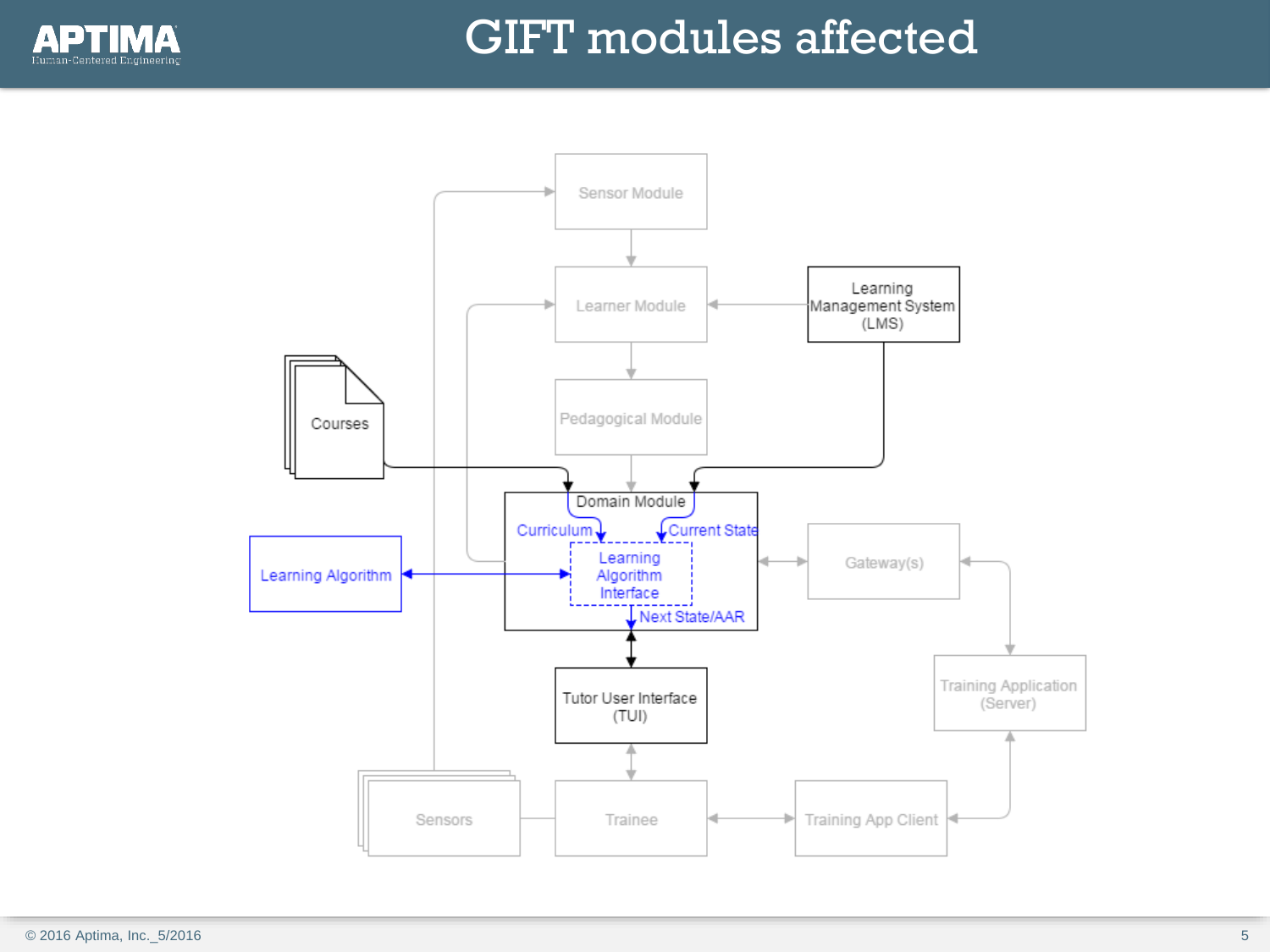# GIFT modules affected

Sensor Module

Learner Module

Learning Management System (LMS)

Courses

Pedagogical Module

Domain Module

Curriculum

Current State

Learning Algorithm

Learning Algorithm Interface

Gateway(s)

Next State/AAR

Tutor User Interface (TUI)

Training Application (Server)

Sensors

Trainee

Training App Client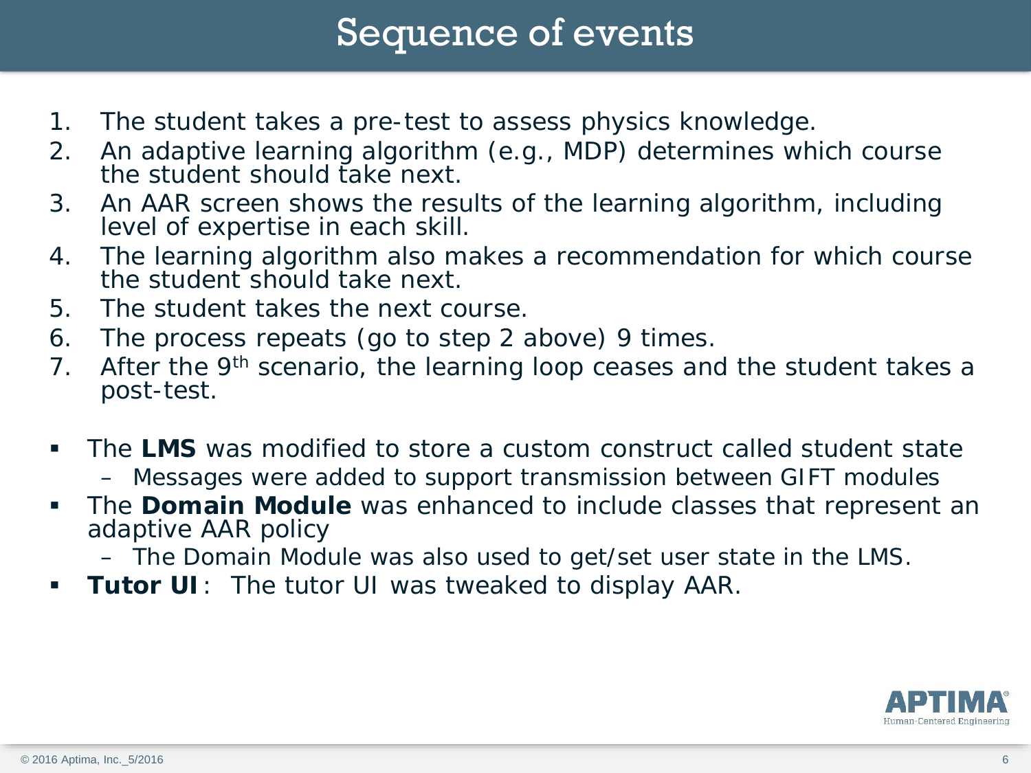# Sequence of events

1. The student takes a pre-test to assess physics knowledge.
2. An adaptive learning algorithm (e.g., MDP) determines which course the student should take next.
3. An AAR screen shows the results of the learning algorithm, including level of expertise in each skill.
4. The learning algorithm also makes a recommendation for which course the student should take next.
5. The student takes the next course.
6. The process repeats (go to step 2 above) 9 times.
7. After the 9th scenario, the learning loop ceases and the student takes a post-test.

- The **LMS** was modified to store a custom construct called student state
  - Messages were added to support transmission between GIFT modules
- The **Domain Module** was enhanced to include classes that represent an adaptive AAR policy
  - The Domain Module was also used to get/set user state in the LMS.
- **Tutor UI**: The tutor UI was tweaked to display AAR.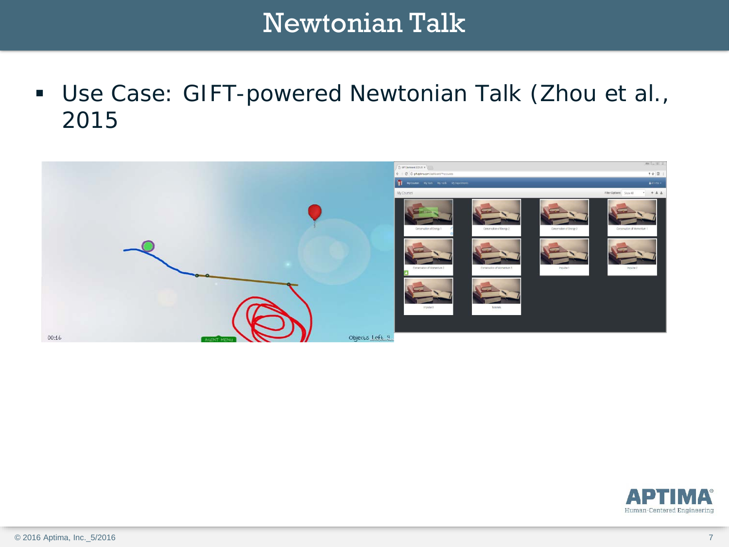# Newtonian Talk

- Use Case: GIFT-powered Newtonian Talk (Zhou et al., 2015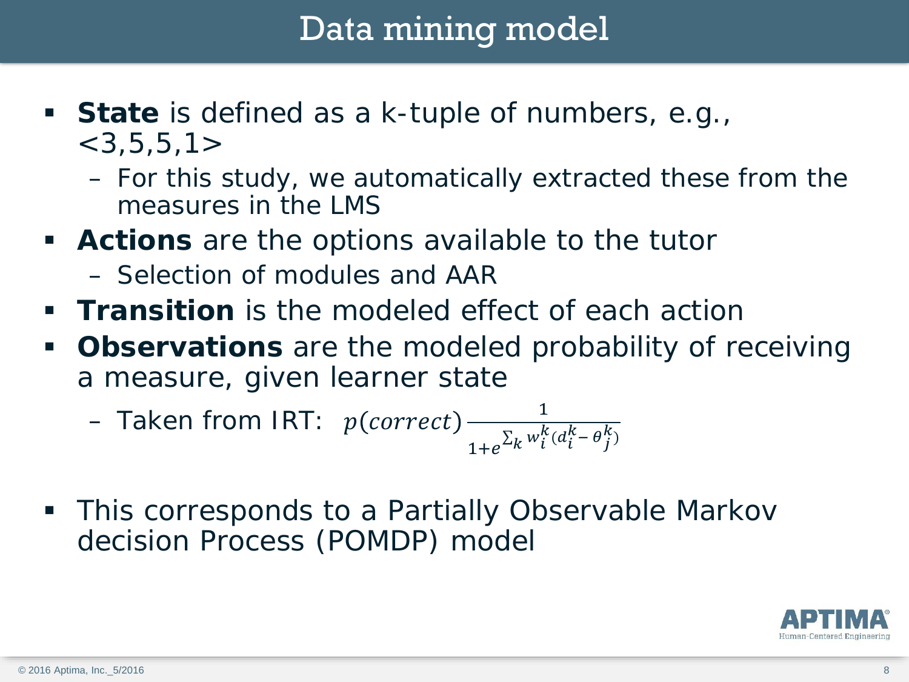# Data mining model

- **State** is defined as a k-tuple of numbers, e.g., <3,5,5,1>
  - For this study, we automatically extracted these from the measures in the LMS
- **Actions** are the options available to the tutor
  - Selection of modules and AAR
- **Transition** is the modeled effect of each action
- **Observations** are the modeled probability of receiving a measure, given learner state
  - Taken from IRT: $p(correct)\frac{1}{1+e^{\sum_k w_i^k (d_i^k - \theta_j^k)}}$
- This corresponds to a Partially Observable Markov decision Process (POMDP) model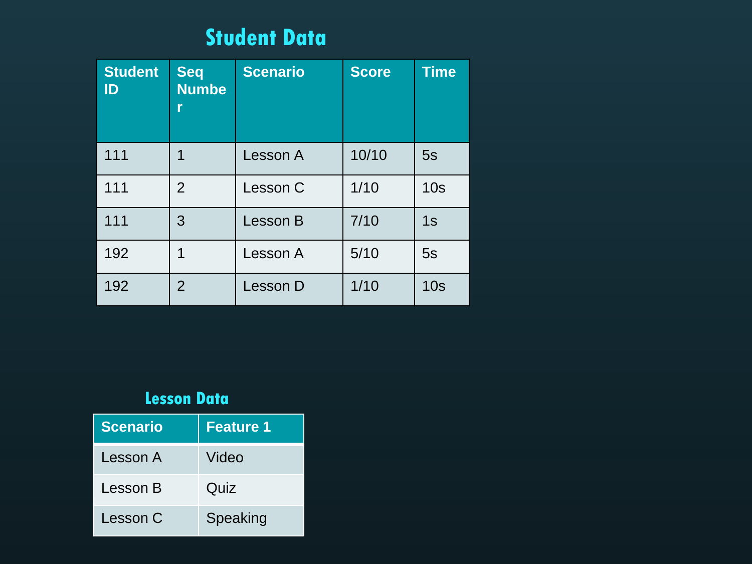## Student Data

| Student ID | Seq Number | Scenario | Score | Time |
| --- | --- | --- | --- | --- |
| 111 | 1 | Lesson A | 10/10 | 5s |
| 111 | 2 | Lesson C | 1/10 | 10s |
| 111 | 3 | Lesson B | 7/10 | 1s |
| 192 | 1 | Lesson A | 5/10 | 5s |
| 192 | 2 | Lesson D | 1/10 | 10s |

## Lesson Data

| Scenario | Feature 1 |
| --- | --- |
| Lesson A | Video |
| Lesson B | Quiz |
| Lesson C | Speaking |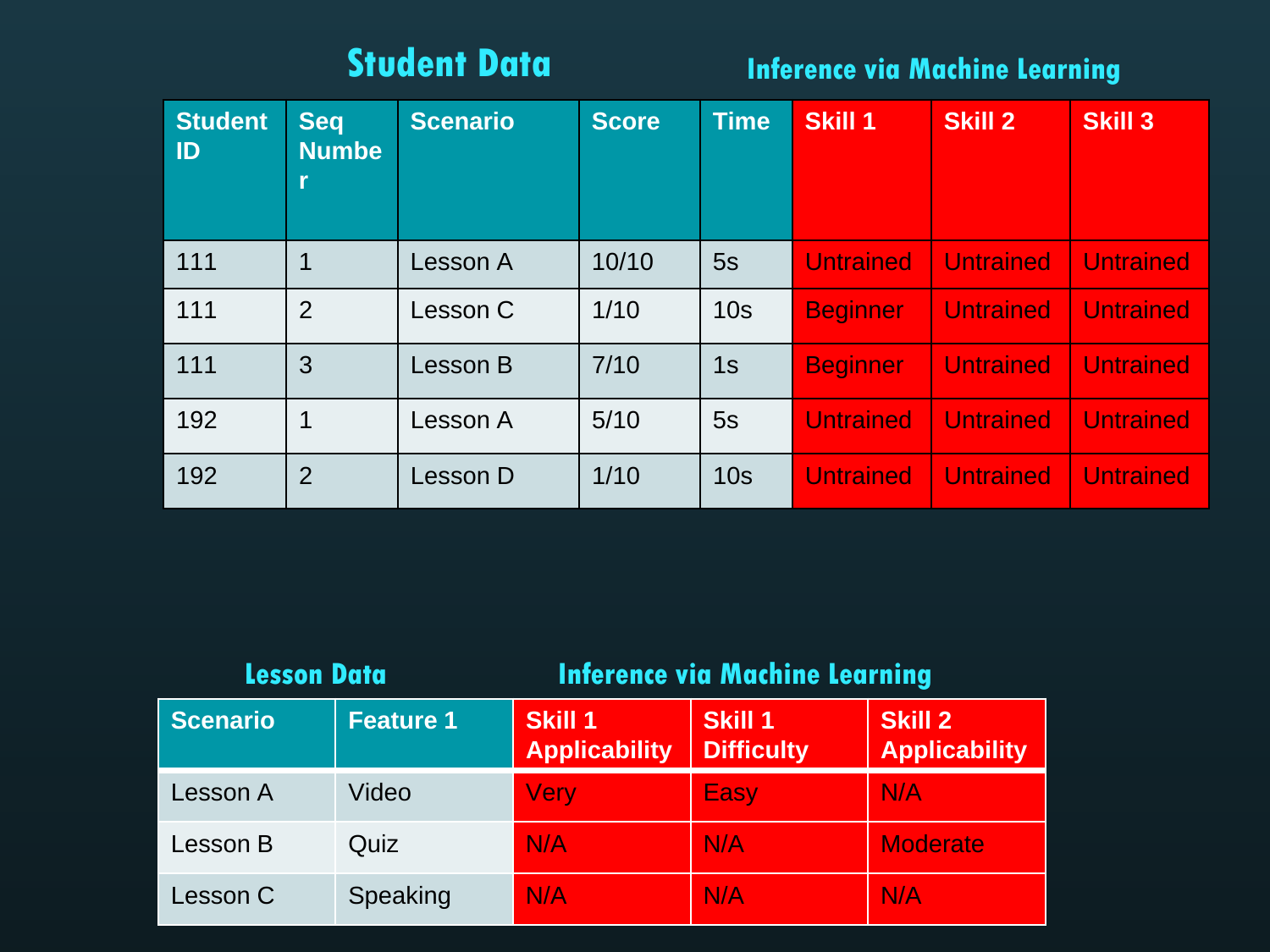## Student Data

**Inference via Machine Learning**

| Student ID | Seq Number | Scenario | Score | Time | Skill 1 | Skill 2 | Skill 3 |
|---|---|---|---|---|---|---|---|
| 111 | 1 | Lesson A | 10/10 | 5s | Untrained | Untrained | Untrained |
| 111 | 2 | Lesson C | 1/10 | 10s | Beginner | Untrained | Untrained |
| 111 | 3 | Lesson B | 7/10 | 1s | Beginner | Untrained | Untrained |
| 192 | 1 | Lesson A | 5/10 | 5s | Untrained | Untrained | Untrained |
| 192 | 2 | Lesson D | 1/10 | 10s | Untrained | Untrained | Untrained |

## Lesson Data

**Inference via Machine Learning**

| Scenario | Feature 1 | Skill 1 Applicability | Skill 1 Difficulty | Skill 2 Applicability |
|---|---|---|---|---|
| Lesson A | Video | Very | Easy | N/A |
| Lesson B | Quiz | N/A | N/A | Moderate |
| Lesson C | Speaking | N/A | N/A | N/A |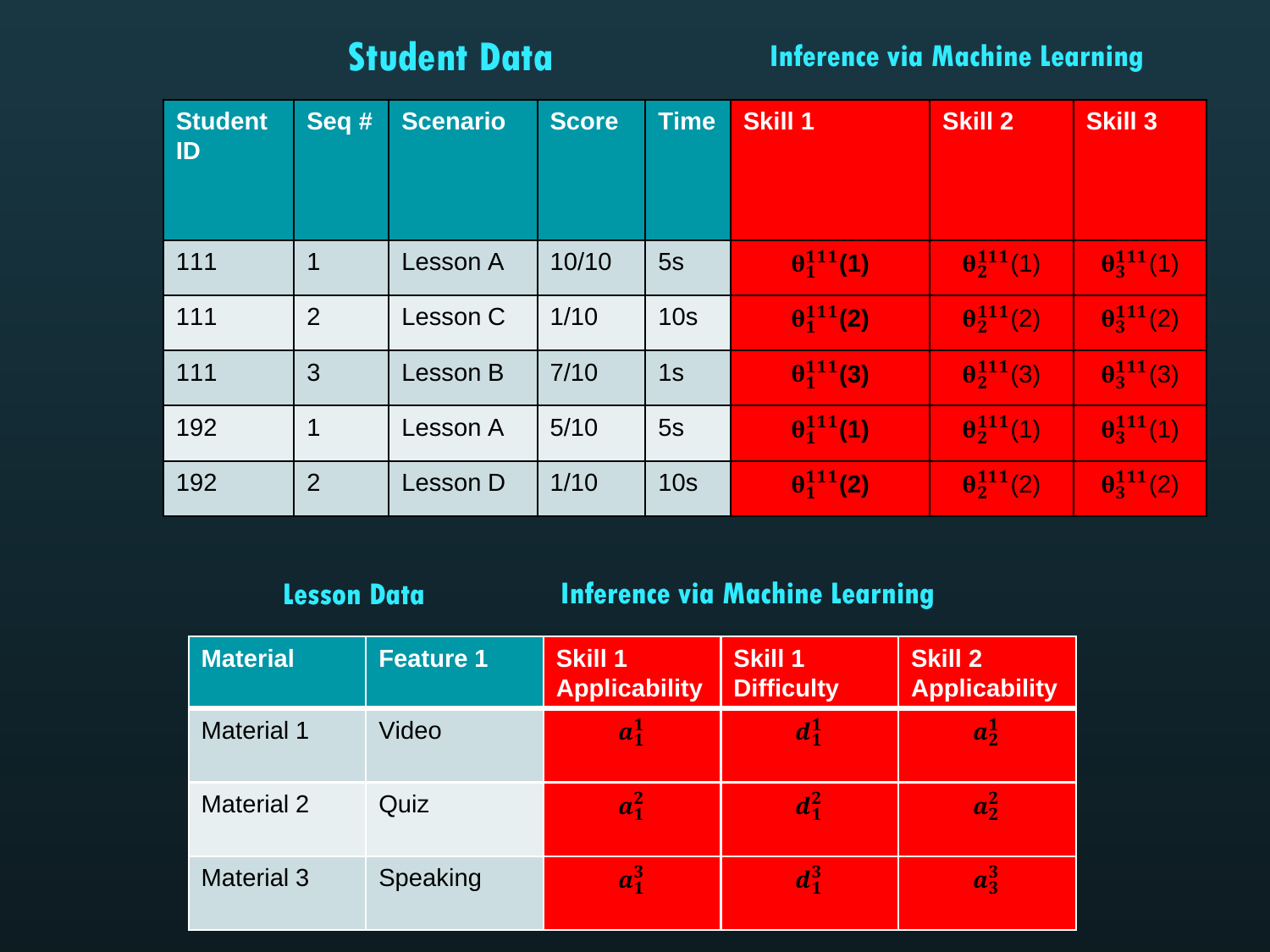## Student Data

### Inference via Machine Learning

| Student ID | Seq # | Scenario | Score | Time | Skill 1 | Skill 2 | Skill 3 |
|---|---|---|---|---|---|---|---|
| 111 | 1 | Lesson A | 10/10 | 5s | $\theta_1^{111}(1)$ | $\theta_2^{111}(1)$ | $\theta_3^{111}(1)$ |
| 111 | 2 | Lesson C | 1/10 | 10s | $\theta_1^{111}(2)$ | $\theta_2^{111}(2)$ | $\theta_3^{111}(2)$ |
| 111 | 3 | Lesson B | 7/10 | 1s | $\theta_1^{111}(3)$ | $\theta_2^{111}(3)$ | $\theta_3^{111}(3)$ |
| 192 | 1 | Lesson A | 5/10 | 5s | $\theta_1^{111}(1)$ | $\theta_2^{111}(1)$ | $\theta_3^{111}(1)$ |
| 192 | 2 | Lesson D | 1/10 | 10s | $\theta_1^{111}(2)$ | $\theta_2^{111}(2)$ | $\theta_3^{111}(2)$ |

## Lesson Data

### Inference via Machine Learning

| Material | Feature 1 | Skill 1 Applicability | Skill 1 Difficulty | Skill 2 Applicability |
|---|---|---|---|---|
| Material 1 | Video | $a_1^1$ | $d_1^1$ | $a_2^1$ |
| Material 2 | Quiz | $a_1^2$ | $d_1^2$ | $a_2^2$ |
| Material 3 | Speaking | $a_1^3$ | $d_1^3$ | $a_3^3$ |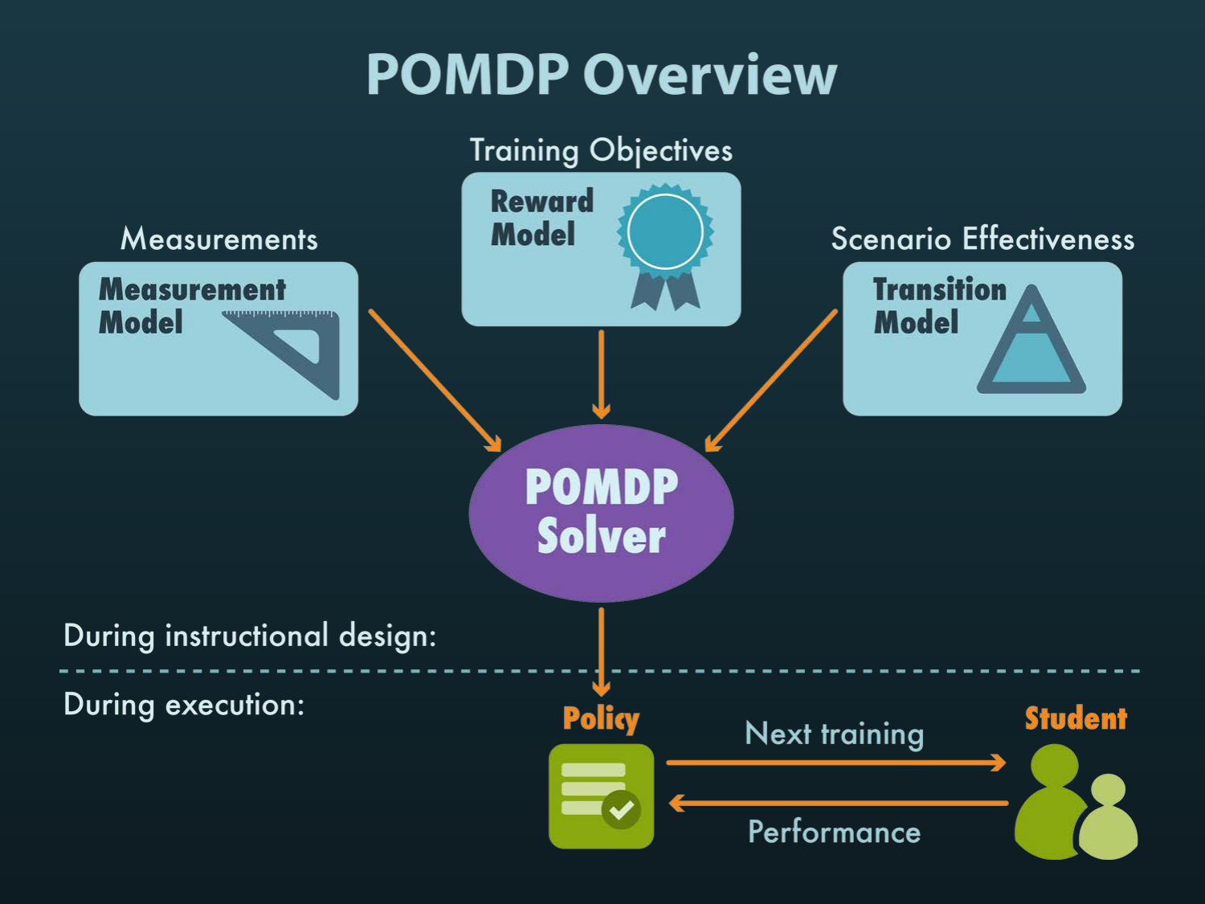# POMDP Overview

Training Objectives

**Reward Model**

Measurements

**Measurement Model**

Scenario Effectiveness

**Transition Model**

**POMDP Solver**

During instructional design:

During execution:

**Policy**

Next training

Performance

**Student**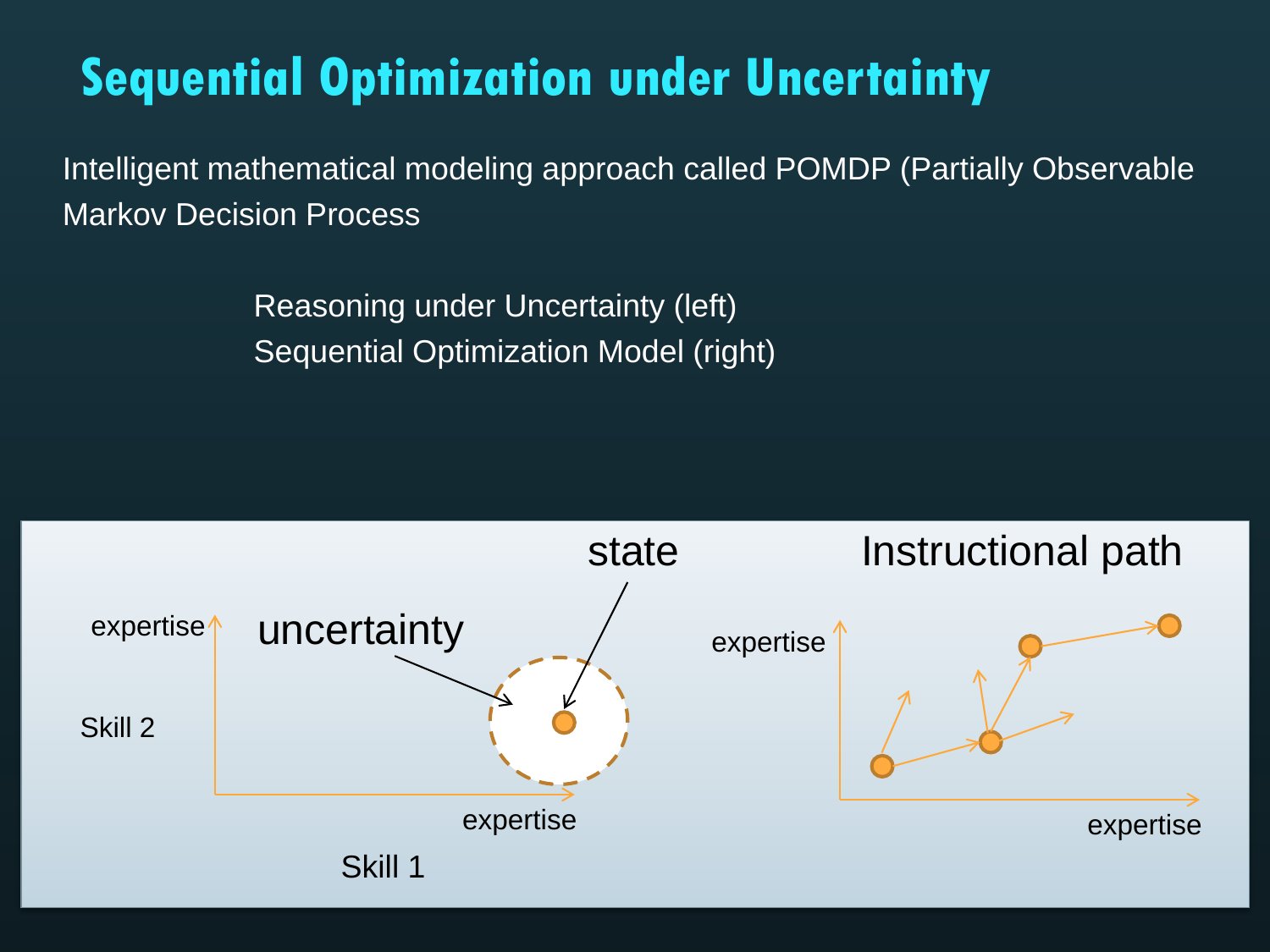# Sequential Optimization under Uncertainty

Intelligent mathematical modeling approach called POMDP (Partially Observable Markov Decision Process

Reasoning under Uncertainty (left)

Sequential Optimization Model (right)

state

uncertainty

expertise

Skill 2

expertise

Skill 1

Instructional path

expertise

expertise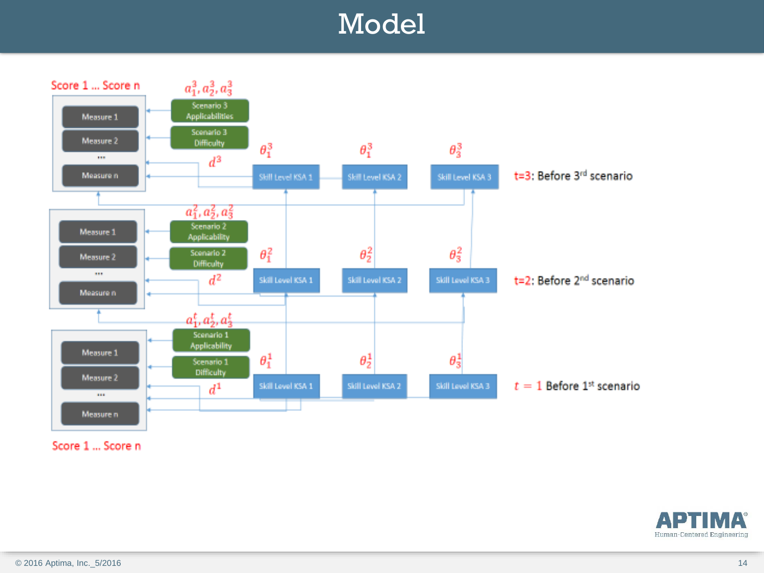# Model

Score 1 … Score n

$a_1^3, a_2^3, a_3^3$

Measure 1

Measure 2

…

Measure n

Scenario 3 Applicabilities

Scenario 3 Difficulty

$d^3$

$\theta_1^3$ $\theta_1^3$ $\theta_3^3$

Skill Level KSA 1 | Skill Level KSA 2 | Skill Level KSA 3

t=3: Before 3rd scenario

$a_1^2, a_2^2, a_3^2$

Measure 1

Measure 2

…

Measure n

Scenario 2 Applicability

Scenario 2 Difficulty

$d^2$

$\theta_1^2$ $\theta_2^2$ $\theta_3^2$

Skill Level KSA 1 | Skill Level KSA 2 | Skill Level KSA 3

t=2: Before 2nd scenario

$a_1^t, a_2^t, a_3^t$

Measure 1

Measure 2

…

Measure n

Scenario 1 Applicability

Scenario 1 Difficulty

$d^1$

$\theta_1^1$ $\theta_2^1$ $\theta_3^1$

Skill Level KSA 1 | Skill Level KSA 2 | Skill Level KSA 3

$t = 1$ Before 1st scenario

Score 1 … Score n

© 2016 Aptima, Inc._5/2016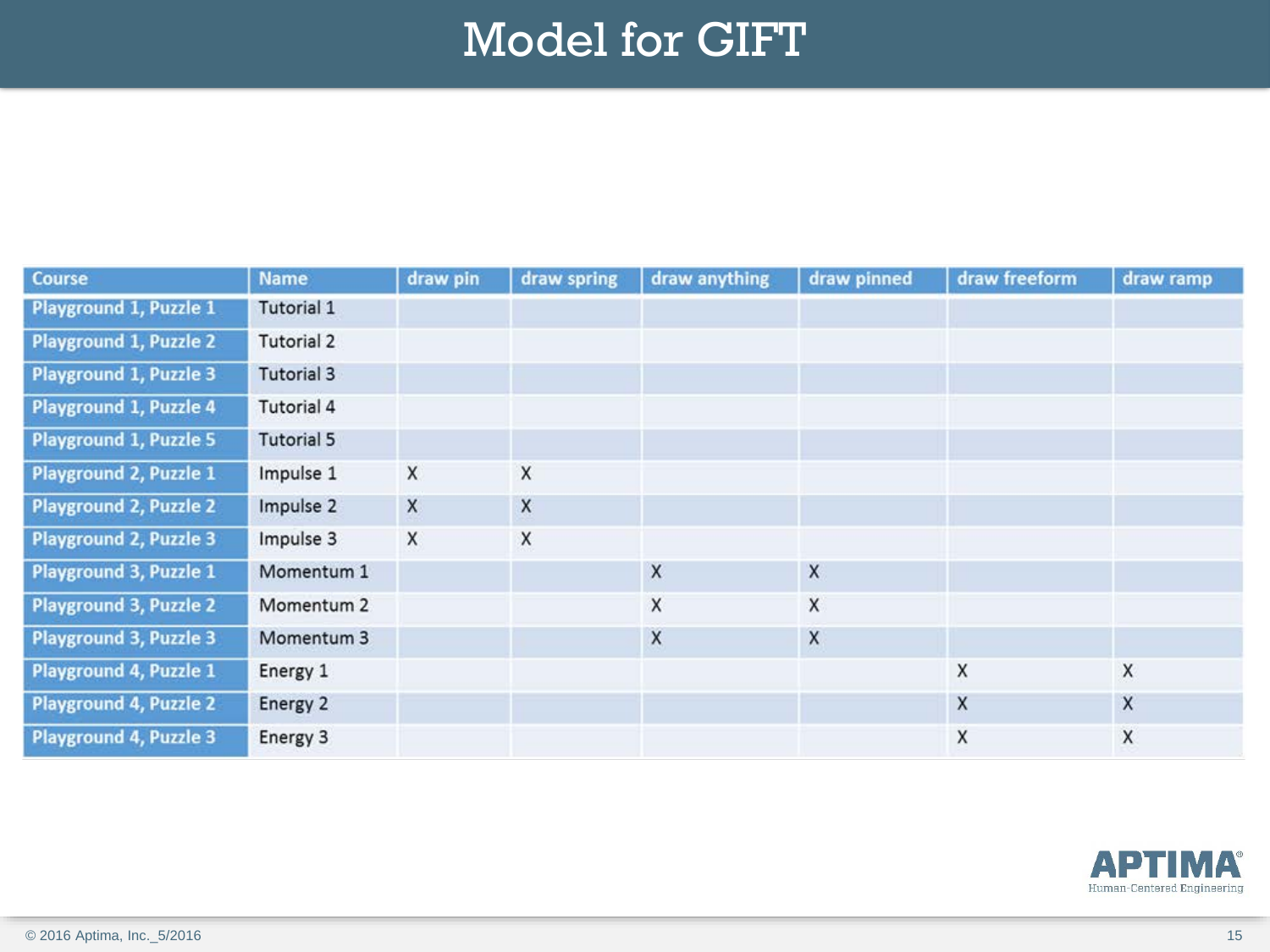# Model for GIFT

| Course | Name | draw pin | draw spring | draw anything | draw pinned | draw freeform | draw ramp |
|---|---|---|---|---|---|---|---|
| Playground 1, Puzzle 1 | Tutorial 1 | | | | | | |
| Playground 1, Puzzle 2 | Tutorial 2 | | | | | | |
| Playground 1, Puzzle 3 | Tutorial 3 | | | | | | |
| Playground 1, Puzzle 4 | Tutorial 4 | | | | | | |
| Playground 1, Puzzle 5 | Tutorial 5 | | | | | | |
| Playground 2, Puzzle 1 | Impulse 1 | X | X | | | | |
| Playground 2, Puzzle 2 | Impulse 2 | X | X | | | | |
| Playground 2, Puzzle 3 | Impulse 3 | X | X | | | | |
| Playground 3, Puzzle 1 | Momentum 1 | | | X | X | | |
| Playground 3, Puzzle 2 | Momentum 2 | | | X | X | | |
| Playground 3, Puzzle 3 | Momentum 3 | | | X | X | | |
| Playground 4, Puzzle 1 | Energy 1 | | | | | X | X |
| Playground 4, Puzzle 2 | Energy 2 | | | | | X | X |
| Playground 4, Puzzle 3 | Energy 3 | | | | | X | X |

APTIMA® Human-Centered Engineering

© 2016 Aptima, Inc._5/2016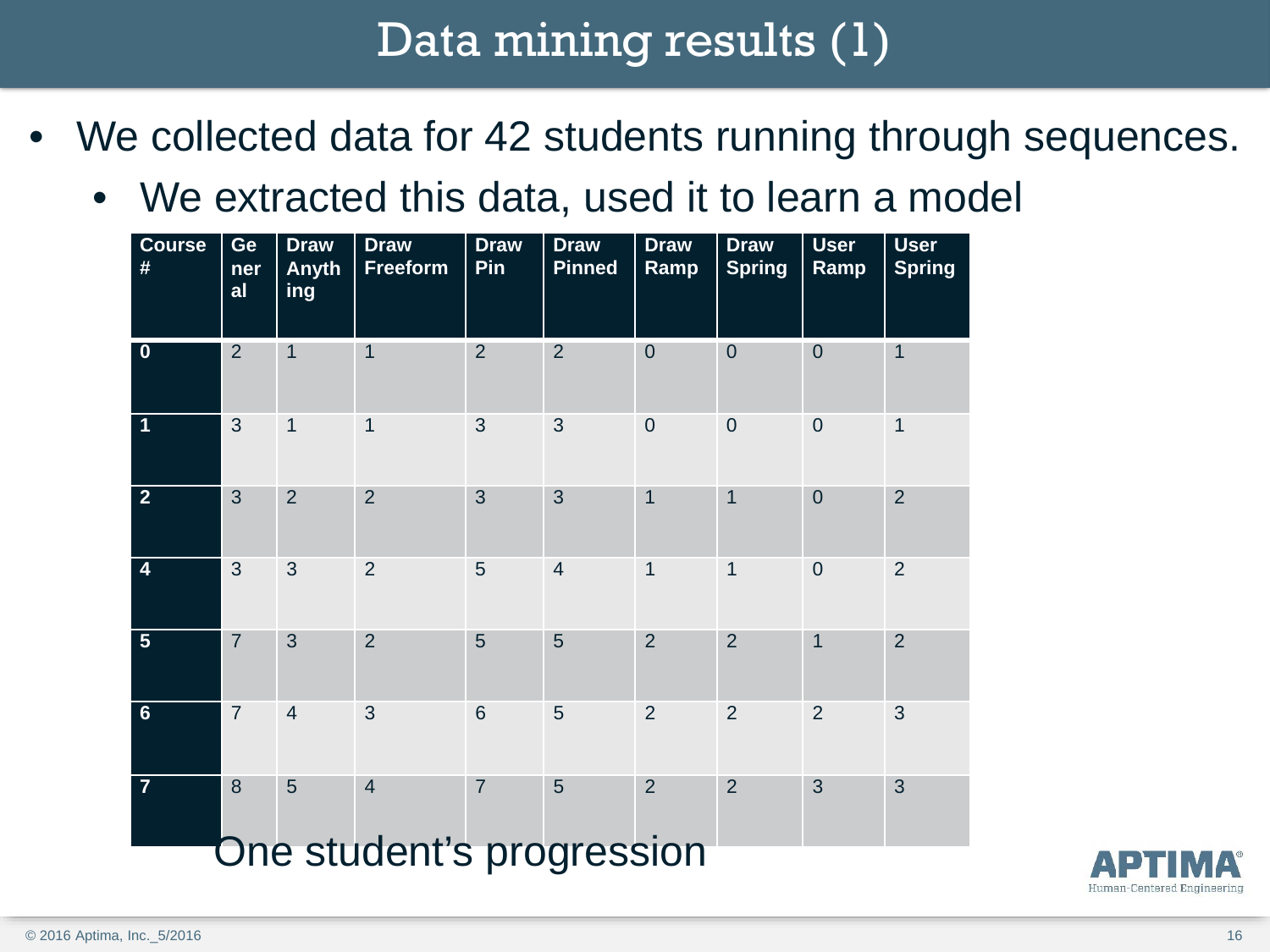# Data mining results (1)

- We collected data for 42 students running through sequences.
  - We extracted this data, used it to learn a model

| Course # | General | Draw Anything | Draw Freeform | Draw Pin | Draw Pinned | Draw Ramp | Draw Spring | User Ramp | User Spring |
|---|---|---|---|---|---|---|---|---|---|
| 0 | 2 | 1 | 1 | 2 | 2 | 0 | 0 | 0 | 1 |
| 1 | 3 | 1 | 1 | 3 | 3 | 0 | 0 | 0 | 1 |
| 2 | 3 | 2 | 2 | 3 | 3 | 1 | 1 | 0 | 2 |
| 4 | 3 | 3 | 2 | 5 | 4 | 1 | 1 | 0 | 2 |
| 5 | 7 | 3 | 2 | 5 | 5 | 2 | 2 | 1 | 2 |
| 6 | 7 | 4 | 3 | 6 | 5 | 2 | 2 | 2 | 3 |
| 7 | 8 | 5 | 4 | 7 | 5 | 2 | 2 | 3 | 3 |

One student's progression

© 2016 Aptima, Inc._5/2016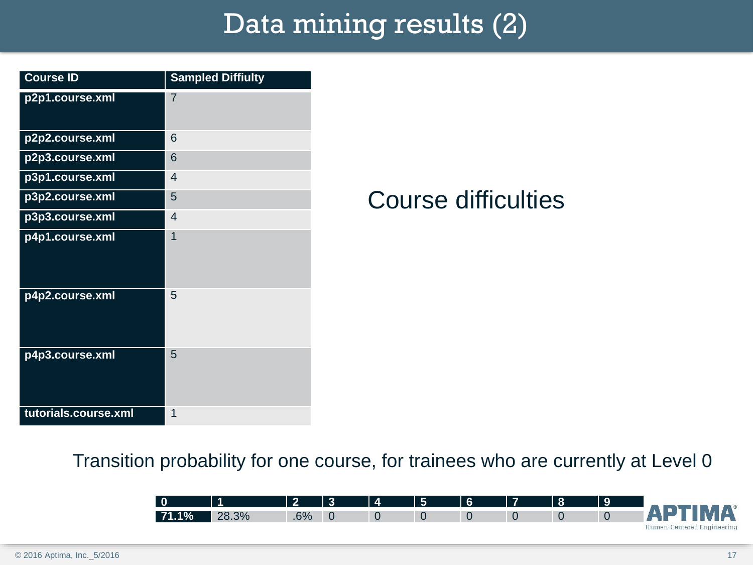# Data mining results (2)

| Course ID | Sampled Diffiulty |
|---|---|
| p2p1.course.xml | 7 |
| p2p2.course.xml | 6 |
| p2p3.course.xml | 6 |
| p3p1.course.xml | 4 |
| p3p2.course.xml | 5 |
| p3p3.course.xml | 4 |
| p4p1.course.xml | 1 |
| p4p2.course.xml | 5 |
| p4p3.course.xml | 5 |
| tutorials.course.xml | 1 |

Course difficulties

Transition probability for one course, for trainees who are currently at Level 0

| 0 | 1 | 2 | 3 | 4 | 5 | 6 | 7 | 8 | 9 |
|---|---|---|---|---|---|---|---|---|---|
| 71.1% | 28.3% | .6% | 0 | 0 | 0 | 0 | 0 | 0 | 0 |

© 2016 Aptima, Inc._5/2016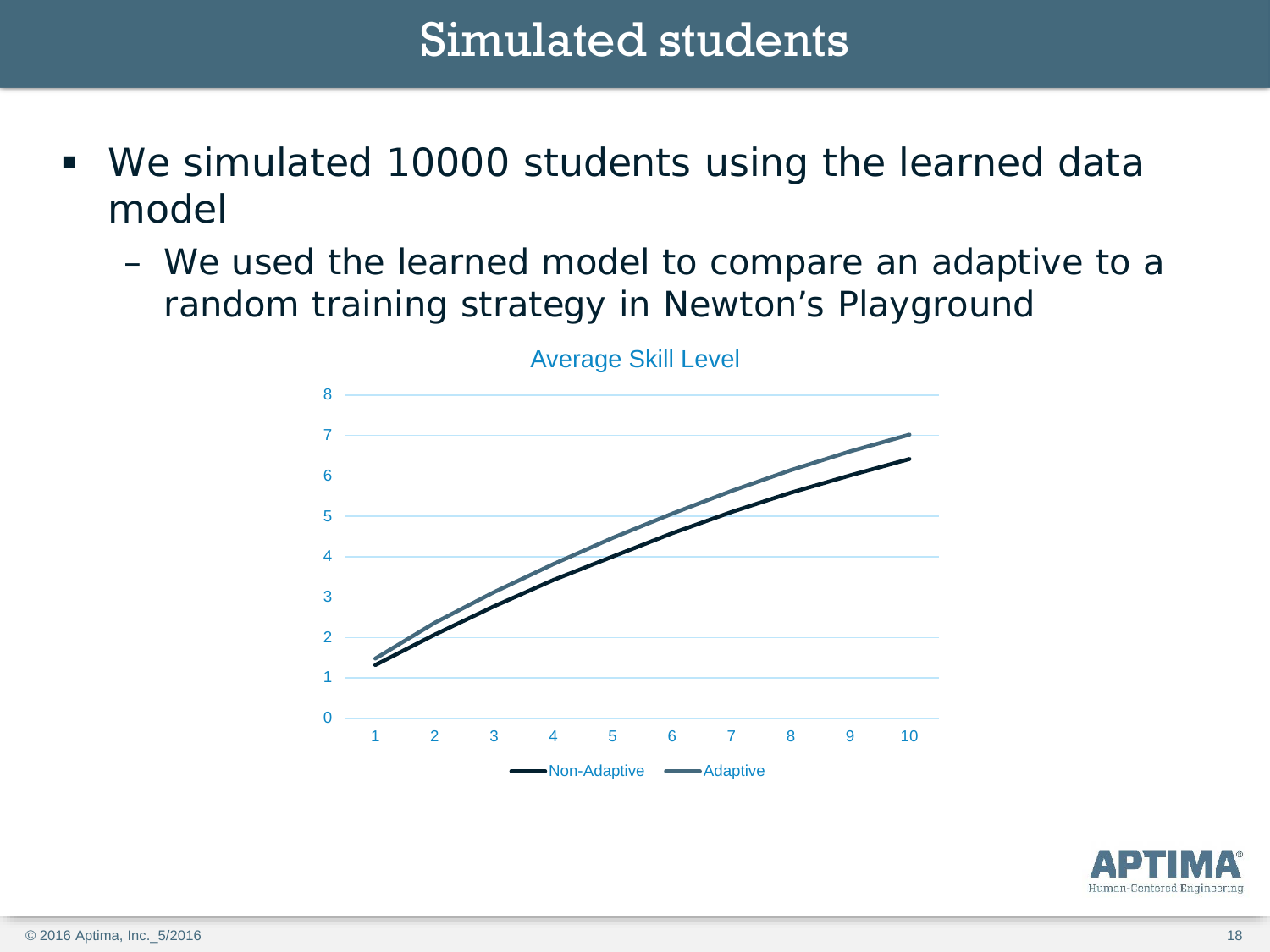# Simulated students

- We simulated 10000 students using the learned data model
  - We used the learned model to compare an adaptive to a random training strategy in Newton's Playground

Average Skill Level

Non-Adaptive Adaptive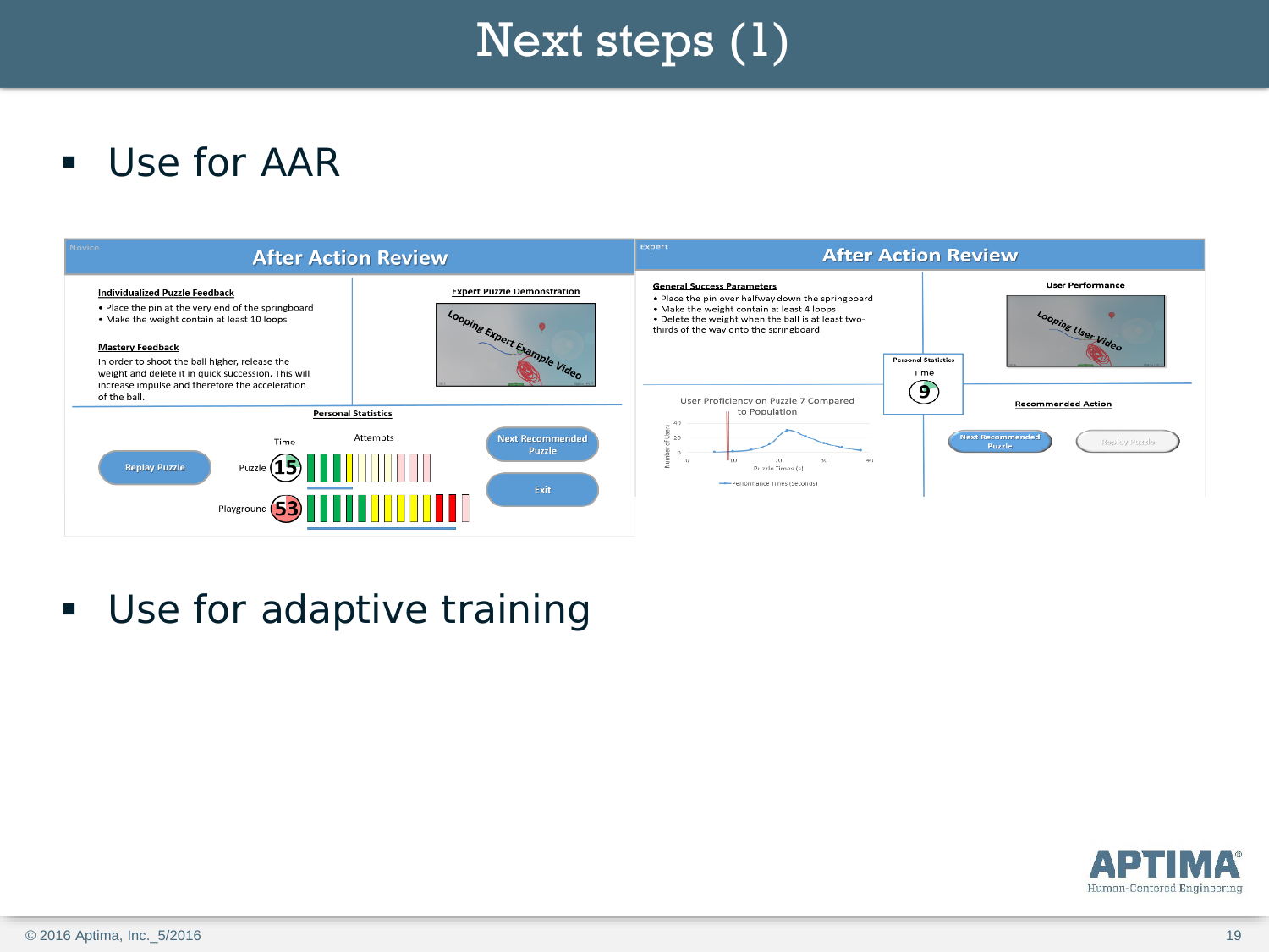# Next steps (1)

- Use for AAR

**Novice — After Action Review**

**Individualized Puzzle Feedback**

- Place the pin at the very end of the springboard
- Make the weight contain at least 10 loops

**Mastery Feedback**

In order to shoot the ball higher, release the weight and delete it in quick succession. This will increase impulse and therefore the acceleration of the ball.

**Expert Puzzle Demonstration**

Looping Expert Example Video

**Personal Statistics**

Time — Attempts

Puzzle 15

Playground 53

Replay Puzzle | Next Recommended Puzzle | Exit

**Expert — After Action Review**

**General Success Parameters**

- Place the pin over halfway down the springboard
- Make the weight contain at least 4 loops
- Delete the weight when the ball is at least two-thirds of the way onto the springboard

**User Performance**

Looping User Video

**Personal Statistics**

Time 9

User Proficiency on Puzzle 7 Compared to Population

**Recommended Action**

Next Recommended Puzzle | Replay Puzzle

- Use for adaptive training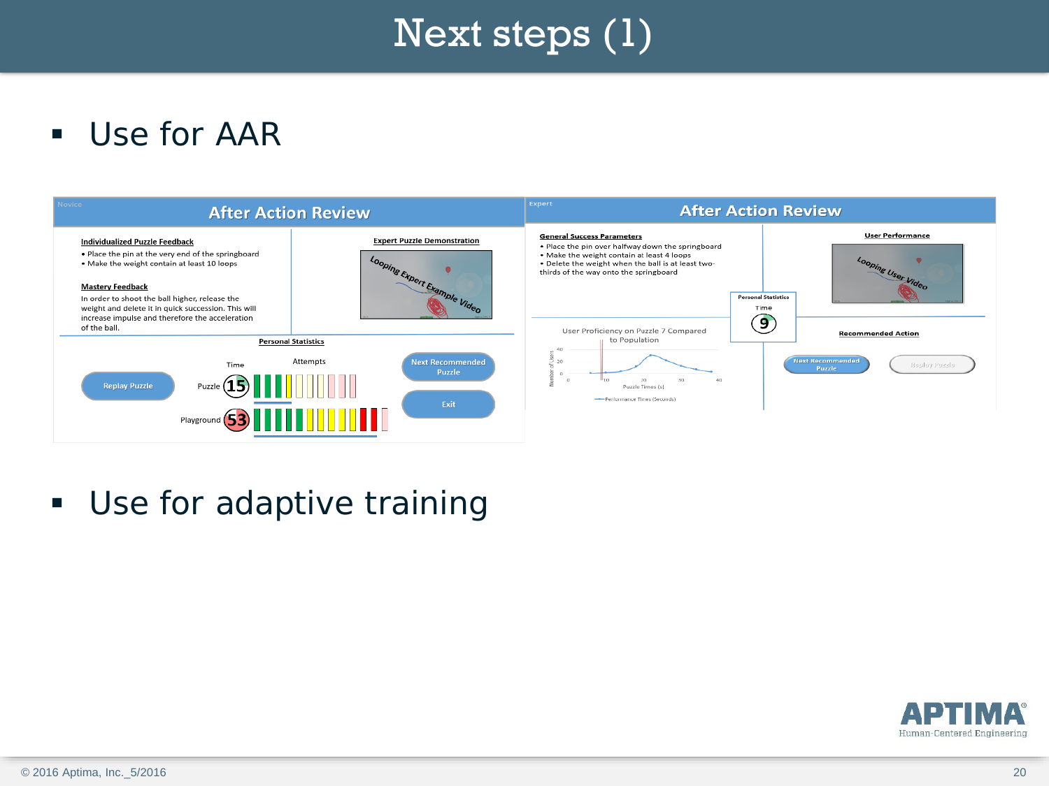# Next steps (1)

- Use for AAR

Novice

## After Action Review

**Individualized Puzzle Feedback**

- Place the pin at the very end of the springboard
- Make the weight contain at least 10 loops

**Mastery Feedback**

In order to shoot the ball higher, release the weight and delete it in quick succession. This will increase impulse and therefore the acceleration of the ball.

**Expert Puzzle Demonstration**

Looping Expert Example Video

**Personal Statistics**

Time

Attempts

Puzzle 15

Playground 53

Replay Puzzle

Next Recommended Puzzle

Exit

Expert

## After Action Review

**General Success Parameters**

- Place the pin over halfway down the springboard
- Make the weight contain at least 4 loops
- Delete the weight when the ball is at least two-thirds of the way onto the springboard

**User Performance**

Looping User Video

**Personal Statistics**

Time

9

User Proficiency on Puzzle 7 Compared to Population

Number of Users

Puzzle Times (s)

Performance Times (Seconds)

**Recommended Action**

Next Recommended Puzzle

Replay Puzzle

- Use for adaptive training

© 2016 Aptima, Inc._5/2016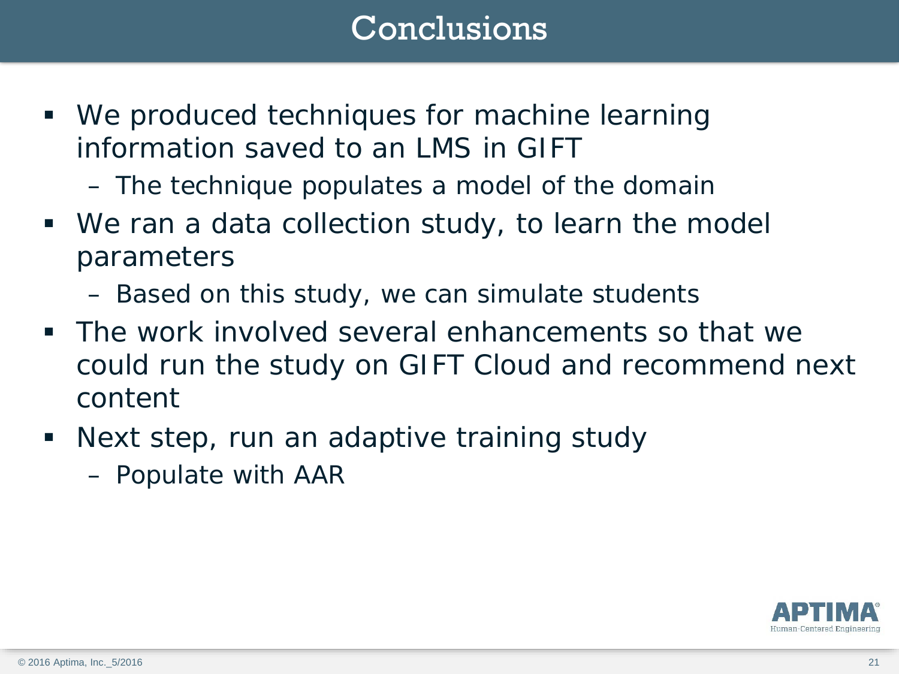# Conclusions

- We produced techniques for machine learning information saved to an LMS in GIFT
  - The technique populates a model of the domain
- We ran a data collection study, to learn the model parameters
  - Based on this study, we can simulate students
- The work involved several enhancements so that we could run the study on GIFT Cloud and recommend next content
- Next step, run an adaptive training study
  - Populate with AAR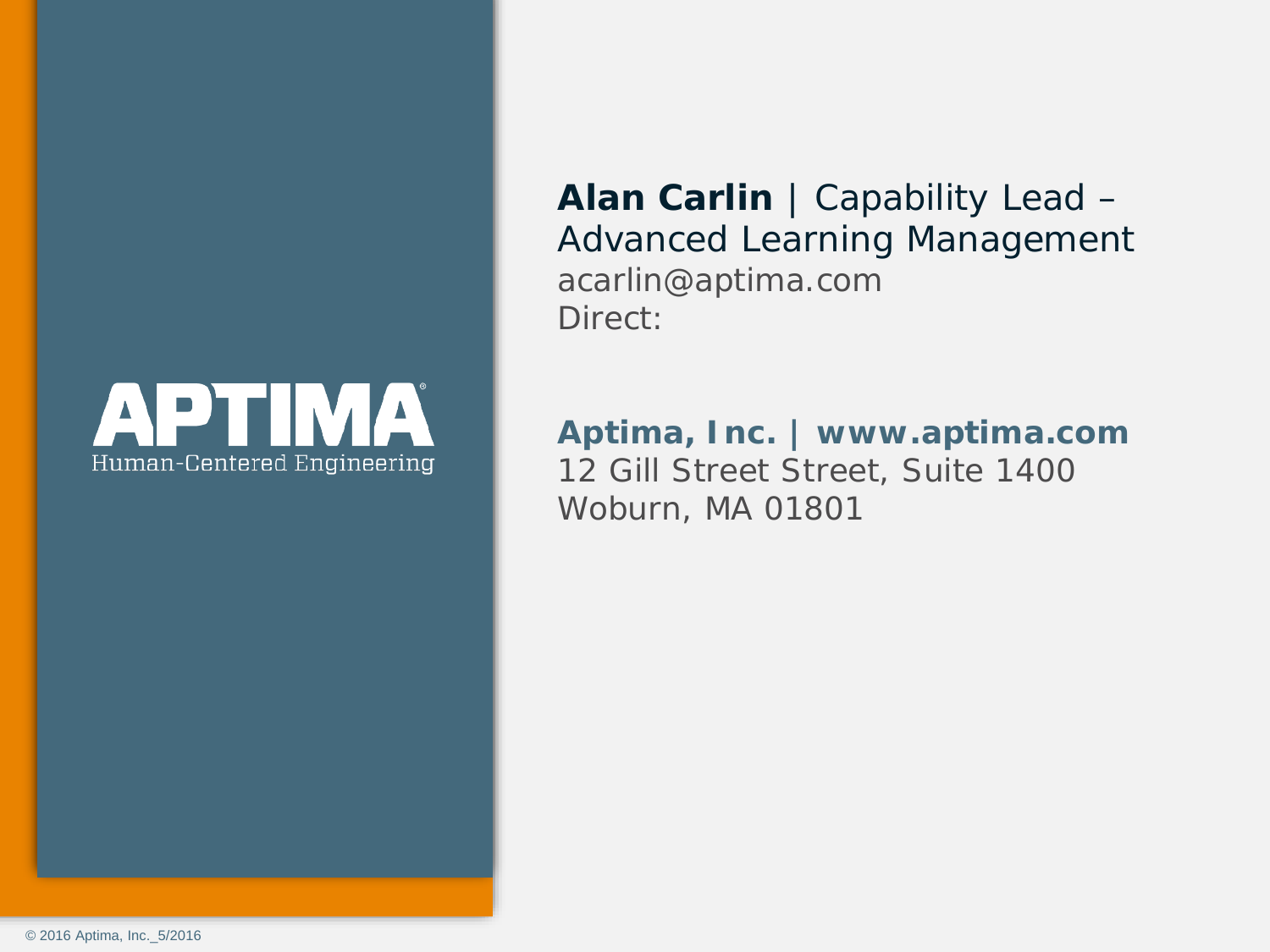APTIMA®
Human-Centered Engineering

**Alan Carlin** | Capability Lead – Advanced Learning Management
acarlin@aptima.com
Direct:

**Aptima, Inc. | www.aptima.com**
12 Gill Street Street, Suite 1400
Woburn, MA 01801

© 2016 Aptima, Inc._5/2016